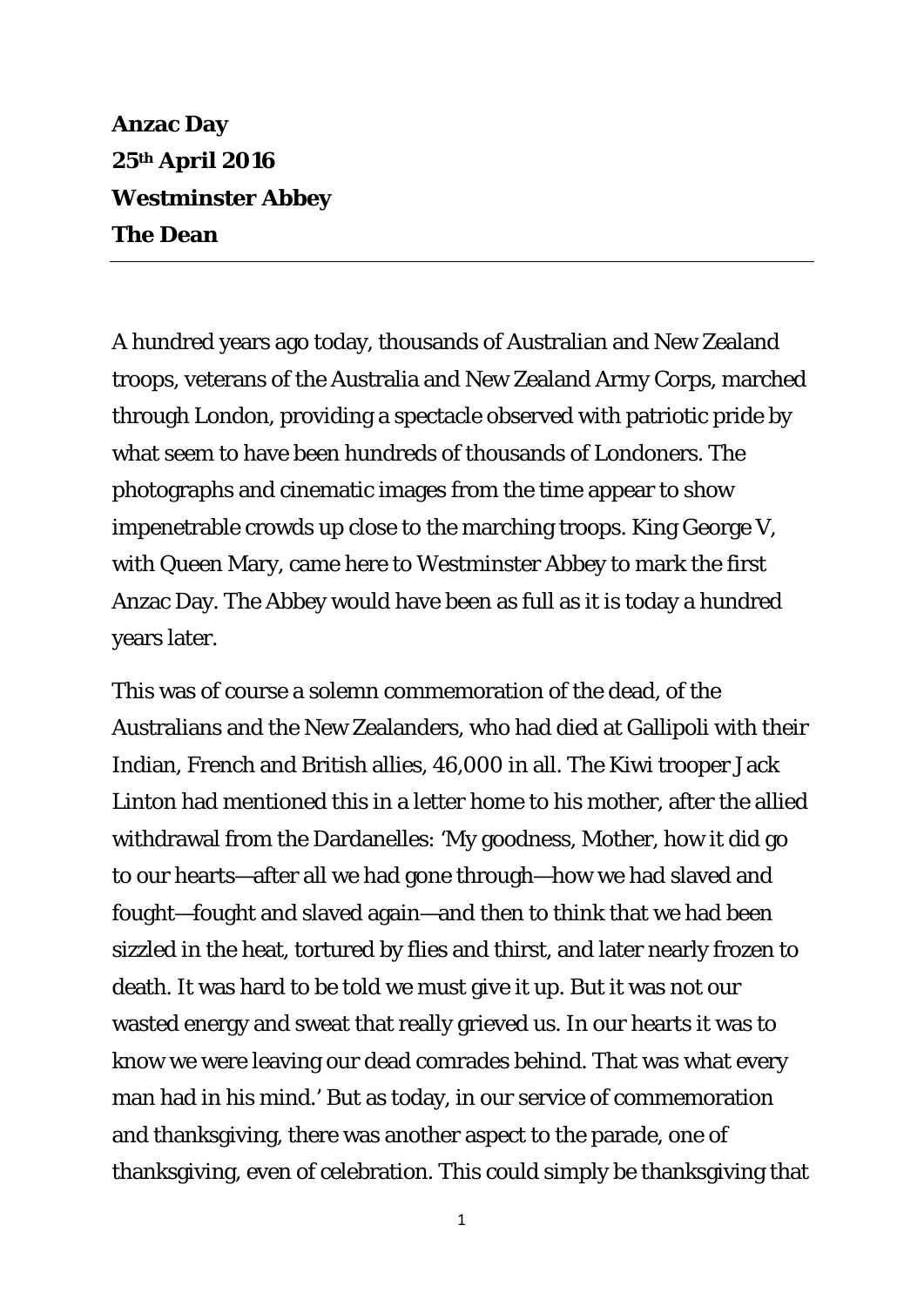**Anzac Day**
**25th April 2016**
**Westminster Abbey**
**The Dean**

---

A hundred years ago today, thousands of Australian and New Zealand troops, veterans of the Australia and New Zealand Army Corps, marched through London, providing a spectacle observed with patriotic pride by what seem to have been hundreds of thousands of Londoners. The photographs and cinematic images from the time appear to show impenetrable crowds up close to the marching troops. King George V, with Queen Mary, came here to Westminster Abbey to mark the first Anzac Day. The Abbey would have been as full as it is today a hundred years later.

This was of course a solemn commemoration of the dead, of the Australians and the New Zealanders, who had died at Gallipoli with their Indian, French and British allies, 46,000 in all. The Kiwi trooper Jack Linton had mentioned this in a letter home to his mother, after the allied withdrawal from the Dardanelles: 'My goodness, Mother, how it did go to our hearts—after all we had gone through—how we had slaved and fought—fought and slaved again—and then to think that we had been sizzled in the heat, tortured by flies and thirst, and later nearly frozen to death. It was hard to be told we must give it up. But it was not our wasted energy and sweat that really grieved us. In our hearts it was to know we were leaving our dead comrades behind. That was what every man had in his mind.' But as today, in our service of commemoration and thanksgiving, there was another aspect to the parade, one of thanksgiving, even of celebration. This could simply be thanksgiving that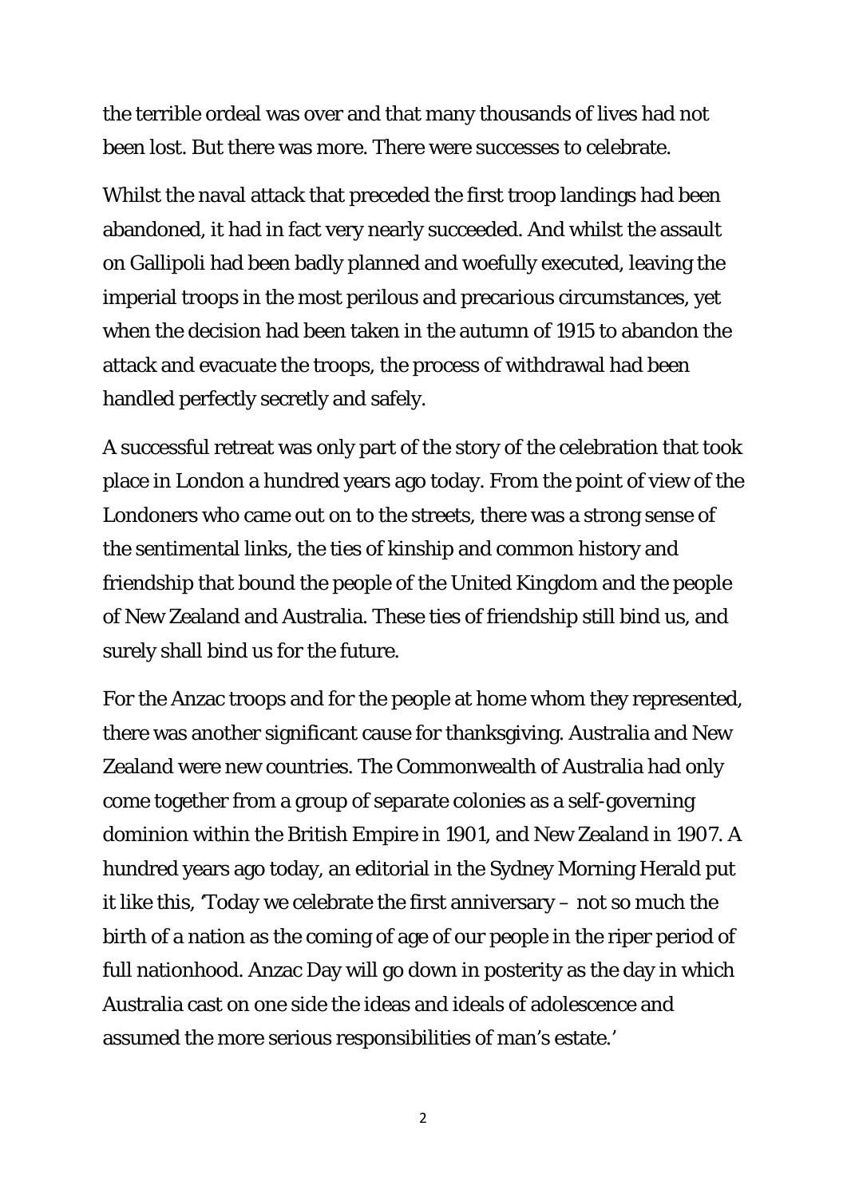the terrible ordeal was over and that many thousands of lives had not been lost. But there was more. There were successes to celebrate.

Whilst the naval attack that preceded the first troop landings had been abandoned, it had in fact very nearly succeeded. And whilst the assault on Gallipoli had been badly planned and woefully executed, leaving the imperial troops in the most perilous and precarious circumstances, yet when the decision had been taken in the autumn of 1915 to abandon the attack and evacuate the troops, the process of withdrawal had been handled perfectly secretly and safely.

A successful retreat was only part of the story of the celebration that took place in London a hundred years ago today. From the point of view of the Londoners who came out on to the streets, there was a strong sense of the sentimental links, the ties of kinship and common history and friendship that bound the people of the United Kingdom and the people of New Zealand and Australia. These ties of friendship still bind us, and surely shall bind us for the future.

For the Anzac troops and for the people at home whom they represented, there was another significant cause for thanksgiving. Australia and New Zealand were new countries. The Commonwealth of Australia had only come together from a group of separate colonies as a self-governing dominion within the British Empire in 1901, and New Zealand in 1907. A hundred years ago today, an editorial in the Sydney Morning Herald put it like this, 'Today we celebrate the first anniversary – not so much the birth of a nation as the coming of age of our people in the riper period of full nationhood. Anzac Day will go down in posterity as the day in which Australia cast on one side the ideas and ideals of adolescence and assumed the more serious responsibilities of man's estate.'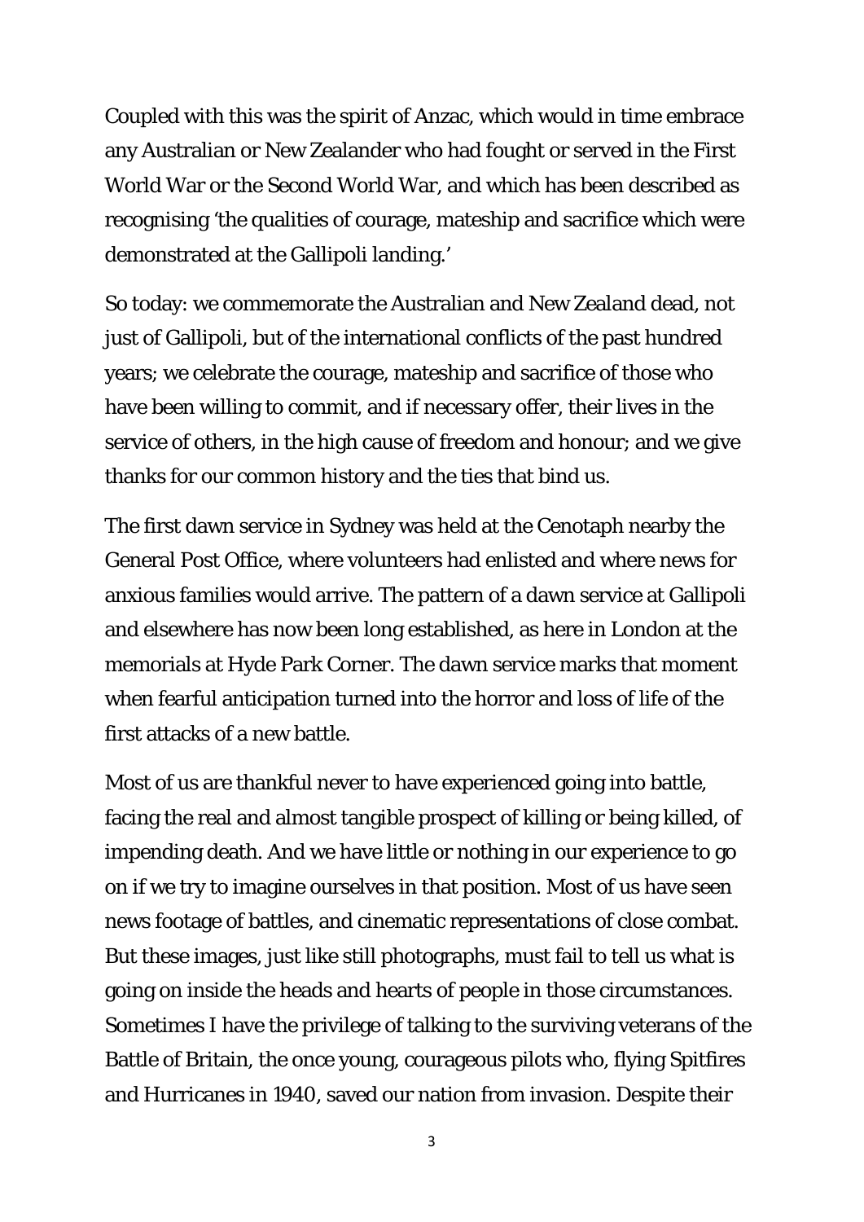Coupled with this was the spirit of Anzac, which would in time embrace any Australian or New Zealander who had fought or served in the First World War or the Second World War, and which has been described as recognising 'the qualities of courage, mateship and sacrifice which were demonstrated at the Gallipoli landing.'

So today: we commemorate the Australian and New Zealand dead, not just of Gallipoli, but of the international conflicts of the past hundred years; we celebrate the courage, mateship and sacrifice of those who have been willing to commit, and if necessary offer, their lives in the service of others, in the high cause of freedom and honour; and we give thanks for our common history and the ties that bind us.

The first dawn service in Sydney was held at the Cenotaph nearby the General Post Office, where volunteers had enlisted and where news for anxious families would arrive. The pattern of a dawn service at Gallipoli and elsewhere has now been long established, as here in London at the memorials at Hyde Park Corner. The dawn service marks that moment when fearful anticipation turned into the horror and loss of life of the first attacks of a new battle.

Most of us are thankful never to have experienced going into battle, facing the real and almost tangible prospect of killing or being killed, of impending death. And we have little or nothing in our experience to go on if we try to imagine ourselves in that position. Most of us have seen news footage of battles, and cinematic representations of close combat. But these images, just like still photographs, must fail to tell us what is going on inside the heads and hearts of people in those circumstances. Sometimes I have the privilege of talking to the surviving veterans of the Battle of Britain, the once young, courageous pilots who, flying Spitfires and Hurricanes in 1940, saved our nation from invasion. Despite their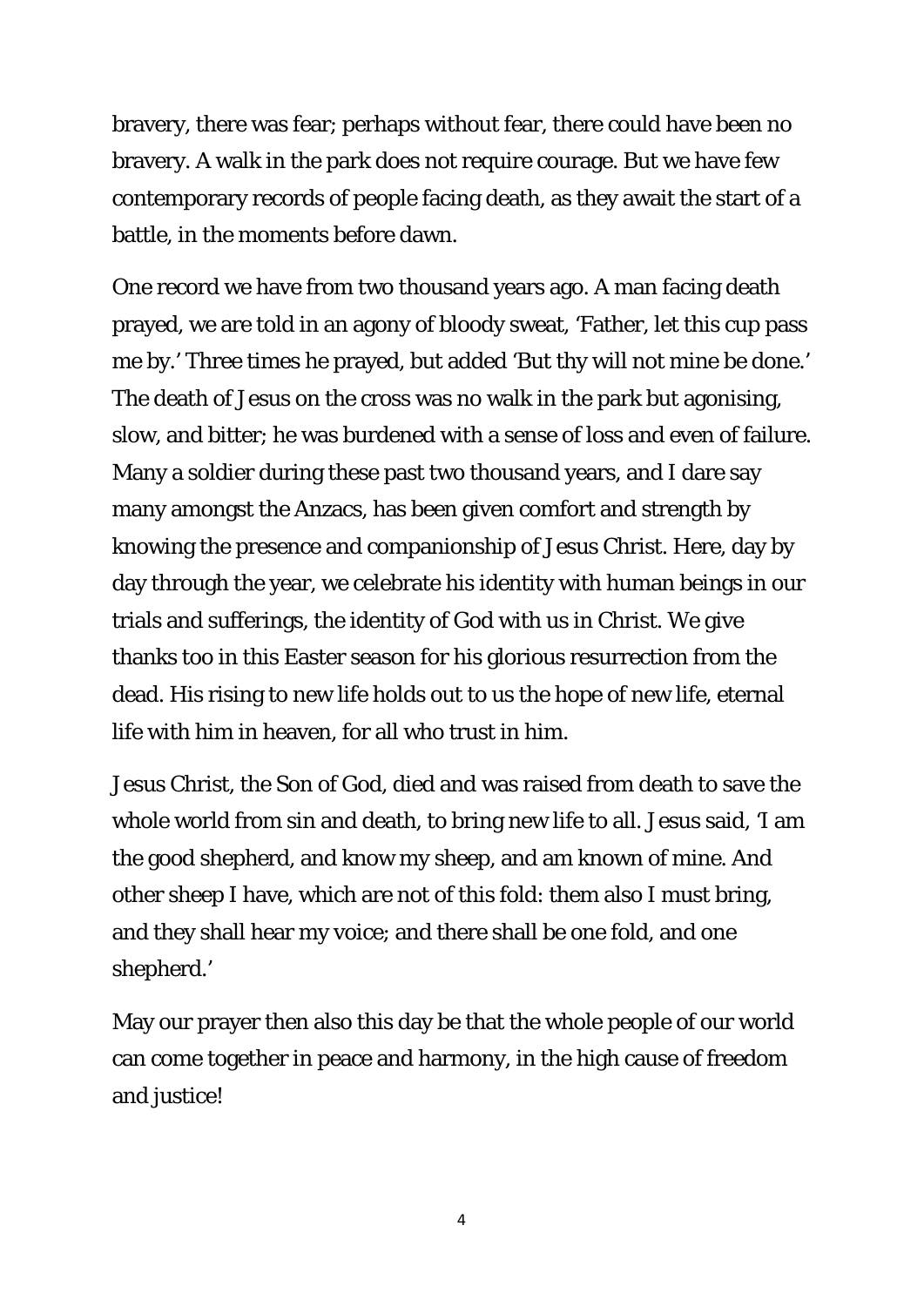bravery, there was fear; perhaps without fear, there could have been no bravery. A walk in the park does not require courage. But we have few contemporary records of people facing death, as they await the start of a battle, in the moments before dawn.

One record we have from two thousand years ago. A man facing death prayed, we are told in an agony of bloody sweat, 'Father, let this cup pass me by.' Three times he prayed, but added 'But thy will not mine be done.' The death of Jesus on the cross was no walk in the park but agonising, slow, and bitter; he was burdened with a sense of loss and even of failure. Many a soldier during these past two thousand years, and I dare say many amongst the Anzacs, has been given comfort and strength by knowing the presence and companionship of Jesus Christ. Here, day by day through the year, we celebrate his identity with human beings in our trials and sufferings, the identity of God with us in Christ. We give thanks too in this Easter season for his glorious resurrection from the dead. His rising to new life holds out to us the hope of new life, eternal life with him in heaven, for all who trust in him.

Jesus Christ, the Son of God, died and was raised from death to save the whole world from sin and death, to bring new life to all. Jesus said, 'I am the good shepherd, and know my sheep, and am known of mine. And other sheep I have, which are not of this fold: them also I must bring, and they shall hear my voice; and there shall be one fold, and one shepherd.'

May our prayer then also this day be that the whole people of our world can come together in peace and harmony, in the high cause of freedom and justice!